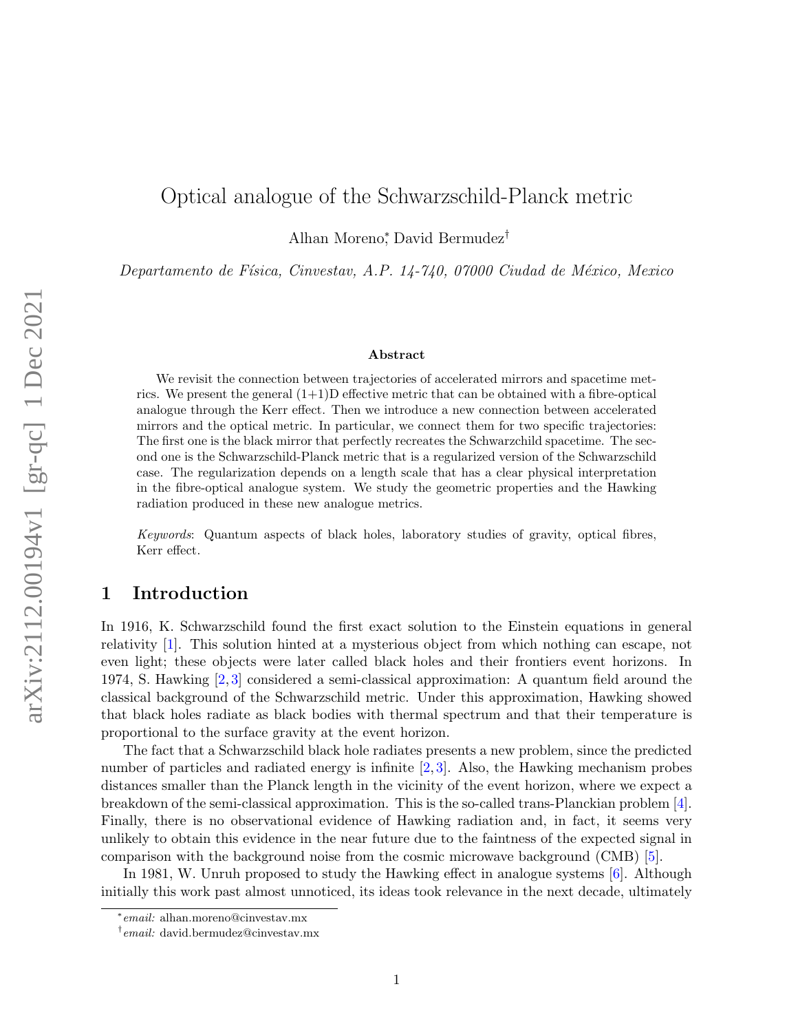# Optical analogue of the Schwarzschild-Planck metric

Alhan Moreno[*], David Bermudez[†]

*Departamento de Física, Cinvestav, A.P. 14-740, 07000 Ciudad de México, Mexico*

### Abstract

We revisit the connection between trajectories of accelerated mirrors and spacetime metrics. We present the general (1+1)D effective metric that can be obtained with a fibre-optical analogue through the Kerr effect. Then we introduce a new connection between accelerated mirrors and the optical metric. In particular, we connect them for two specific trajectories: The first one is the black mirror that perfectly recreates the Schwarzchild spacetime. The second one is the Schwarzschild-Planck metric that is a regularized version of the Schwarzschild case. The regularization depends on a length scale that has a clear physical interpretation in the fibre-optical analogue system. We study the geometric properties and the Hawking radiation produced in these new analogue metrics.

*Keywords*: Quantum aspects of black holes, laboratory studies of gravity, optical fibres, Kerr effect.

## 1 Introduction

In 1916, K. Schwarzschild found the first exact solution to the Einstein equations in general relativity [1]. This solution hinted at a mysterious object from which nothing can escape, not even light; these objects were later called black holes and their frontiers event horizons. In 1974, S. Hawking [2,3] considered a semi-classical approximation: A quantum field around the classical background of the Schwarzschild metric. Under this approximation, Hawking showed that black holes radiate as black bodies with thermal spectrum and that their temperature is proportional to the surface gravity at the event horizon.

The fact that a Schwarzschild black hole radiates presents a new problem, since the predicted number of particles and radiated energy is infinite [2,3]. Also, the Hawking mechanism probes distances smaller than the Planck length in the vicinity of the event horizon, where we expect a breakdown of the semi-classical approximation. This is the so-called trans-Planckian problem [4]. Finally, there is no observational evidence of Hawking radiation and, in fact, it seems very unlikely to obtain this evidence in the near future due to the faintness of the expected signal in comparison with the background noise from the cosmic microwave background (CMB) [5].

In 1981, W. Unruh proposed to study the Hawking effect in analogue systems [6]. Although initially this work past almost unnoticed, its ideas took relevance in the next decade, ultimately

[*] *email:* alhan.moreno@cinvestav.mx

[†] *email:* david.bermudez@cinvestav.mx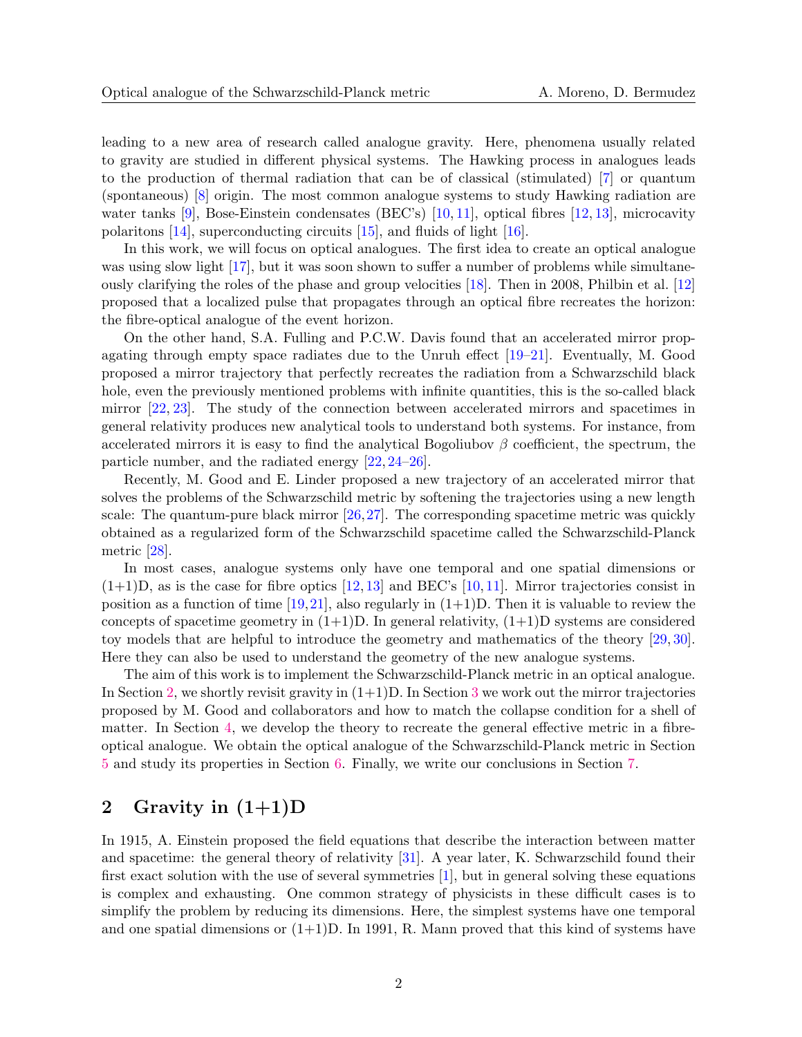leading to a new area of research called analogue gravity. Here, phenomena usually related to gravity are studied in different physical systems. The Hawking process in analogues leads to the production of thermal radiation that can be of classical (stimulated) [7] or quantum (spontaneous) [8] origin. The most common analogue systems to study Hawking radiation are water tanks [9], Bose-Einstein condensates (BEC's) [10, 11], optical fibres [12, 13], microcavity polaritons [14], superconducting circuits [15], and fluids of light [16].

In this work, we will focus on optical analogues. The first idea to create an optical analogue was using slow light [17], but it was soon shown to suffer a number of problems while simultaneously clarifying the roles of the phase and group velocities [18]. Then in 2008, Philbin et al. [12] proposed that a localized pulse that propagates through an optical fibre recreates the horizon: the fibre-optical analogue of the event horizon.

On the other hand, S.A. Fulling and P.C.W. Davis found that an accelerated mirror propagating through empty space radiates due to the Unruh effect [19–21]. Eventually, M. Good proposed a mirror trajectory that perfectly recreates the radiation from a Schwarzschild black hole, even the previously mentioned problems with infinite quantities, this is the so-called black mirror [22, 23]. The study of the connection between accelerated mirrors and spacetimes in general relativity produces new analytical tools to understand both systems. For instance, from accelerated mirrors it is easy to find the analytical Bogoliubov $\beta$ coefficient, the spectrum, the particle number, and the radiated energy [22, 24–26].

Recently, M. Good and E. Linder proposed a new trajectory of an accelerated mirror that solves the problems of the Schwarzschild metric by softening the trajectories using a new length scale: The quantum-pure black mirror [26, 27]. The corresponding spacetime metric was quickly obtained as a regularized form of the Schwarzschild spacetime called the Schwarzschild-Planck metric [28].

In most cases, analogue systems only have one temporal and one spatial dimensions or (1+1)D, as is the case for fibre optics [12, 13] and BEC's [10, 11]. Mirror trajectories consist in position as a function of time [19, 21], also regularly in (1+1)D. Then it is valuable to review the concepts of spacetime geometry in (1+1)D. In general relativity, (1+1)D systems are considered toy models that are helpful to introduce the geometry and mathematics of the theory [29, 30]. Here they can also be used to understand the geometry of the new analogue systems.

The aim of this work is to implement the Schwarzschild-Planck metric in an optical analogue. In Section 2, we shortly revisit gravity in (1+1)D. In Section 3 we work out the mirror trajectories proposed by M. Good and collaborators and how to match the collapse condition for a shell of matter. In Section 4, we develop the theory to recreate the general effective metric in a fibre-optical analogue. We obtain the optical analogue of the Schwarzschild-Planck metric in Section 5 and study its properties in Section 6. Finally, we write our conclusions in Section 7.

## 2 Gravity in (1+1)D

In 1915, A. Einstein proposed the field equations that describe the interaction between matter and spacetime: the general theory of relativity [31]. A year later, K. Schwarzschild found their first exact solution with the use of several symmetries [1], but in general solving these equations is complex and exhausting. One common strategy of physicists in these difficult cases is to simplify the problem by reducing its dimensions. Here, the simplest systems have one temporal and one spatial dimensions or (1+1)D. In 1991, R. Mann proved that this kind of systems have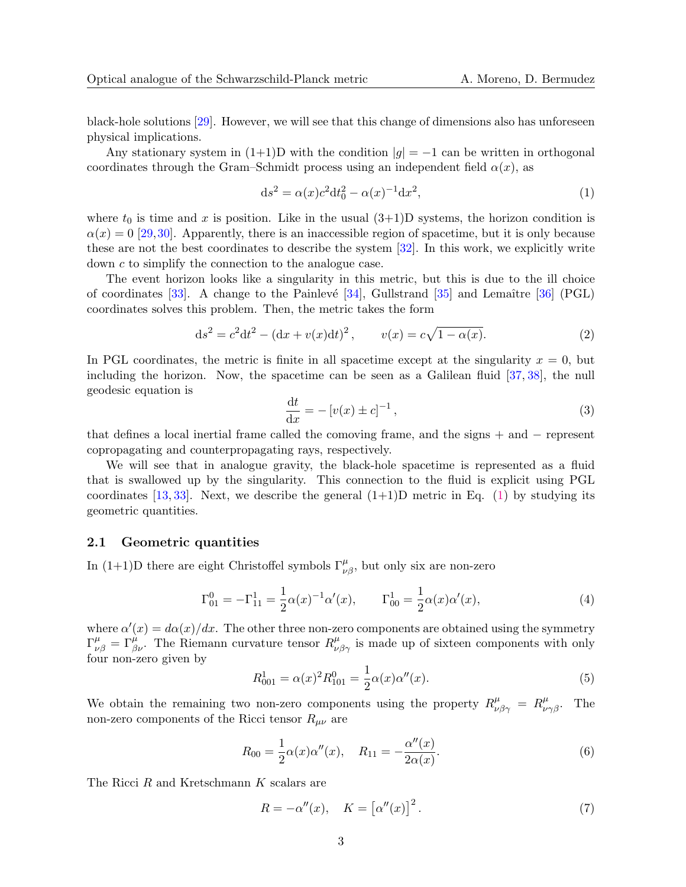black-hole solutions [29]. However, we will see that this change of dimensions also has unforeseen physical implications.

Any stationary system in (1+1)D with the condition $|g| = -1$ can be written in orthogonal coordinates through the Gram–Schmidt process using an independent field $\alpha(x)$, as

$$\mathrm{d}s^2 = \alpha(x)c^2\mathrm{d}t_0^2 - \alpha(x)^{-1}\mathrm{d}x^2, \tag{1}$$

where $t_0$ is time and $x$ is position. Like in the usual (3+1)D systems, the horizon condition is $\alpha(x) = 0$ [29,30]. Apparently, there is an inaccessible region of spacetime, but it is only because these are not the best coordinates to describe the system [32]. In this work, we explicitly write down $c$ to simplify the connection to the analogue case.

The event horizon looks like a singularity in this metric, but this is due to the ill choice of coordinates [33]. A change to the Painlevé [34], Gullstrand [35] and Lemaître [36] (PGL) coordinates solves this problem. Then, the metric takes the form

$$\mathrm{d}s^2 = c^2\mathrm{d}t^2 - \left(\mathrm{d}x + v(x)\mathrm{d}t\right)^2, \qquad v(x) = c\sqrt{1-\alpha(x)}. \tag{2}$$

In PGL coordinates, the metric is finite in all spacetime except at the singularity $x = 0$, but including the horizon. Now, the spacetime can be seen as a Galilean fluid [37, 38], the null geodesic equation is

$$\frac{\mathrm{d}t}{\mathrm{d}x} = -\left[v(x) \pm c\right]^{-1}, \tag{3}$$

that defines a local inertial frame called the comoving frame, and the signs $+$ and $-$ represent copropagating and counterpropagating rays, respectively.

We will see that in analogue gravity, the black-hole spacetime is represented as a fluid that is swallowed up by the singularity. This connection to the fluid is explicit using PGL coordinates [13, 33]. Next, we describe the general (1+1)D metric in Eq. (1) by studying its geometric quantities.

### 2.1 Geometric quantities

In (1+1)D there are eight Christoffel symbols $\Gamma^{\mu}_{\nu\beta}$, but only six are non-zero

$$\Gamma^0_{01} = -\Gamma^1_{11} = \frac{1}{2}\alpha(x)^{-1}\alpha'(x), \qquad \Gamma^1_{00} = \frac{1}{2}\alpha(x)\alpha'(x), \tag{4}$$

where $\alpha'(x) = d\alpha(x)/dx$. The other three non-zero components are obtained using the symmetry $\Gamma^{\mu}_{\nu\beta} = \Gamma^{\mu}_{\beta\nu}$. The Riemann curvature tensor $R^{\mu}_{\nu\beta\gamma}$ is made up of sixteen components with only four non-zero given by

$$R^1_{001} = \alpha(x)^2 R^0_{101} = \frac{1}{2}\alpha(x)\alpha''(x). \tag{5}$$

We obtain the remaining two non-zero components using the property $R^{\mu}_{\nu\beta\gamma} = R^{\mu}_{\nu\gamma\beta}$. The non-zero components of the Ricci tensor $R_{\mu\nu}$ are

$$R_{00} = \frac{1}{2}\alpha(x)\alpha''(x), \quad R_{11} = -\frac{\alpha''(x)}{2\alpha(x)}. \tag{6}$$

The Ricci $R$ and Kretschmann $K$ scalars are

$$R = -\alpha''(x), \quad K = \left[\alpha''(x)\right]^2. \tag{7}$$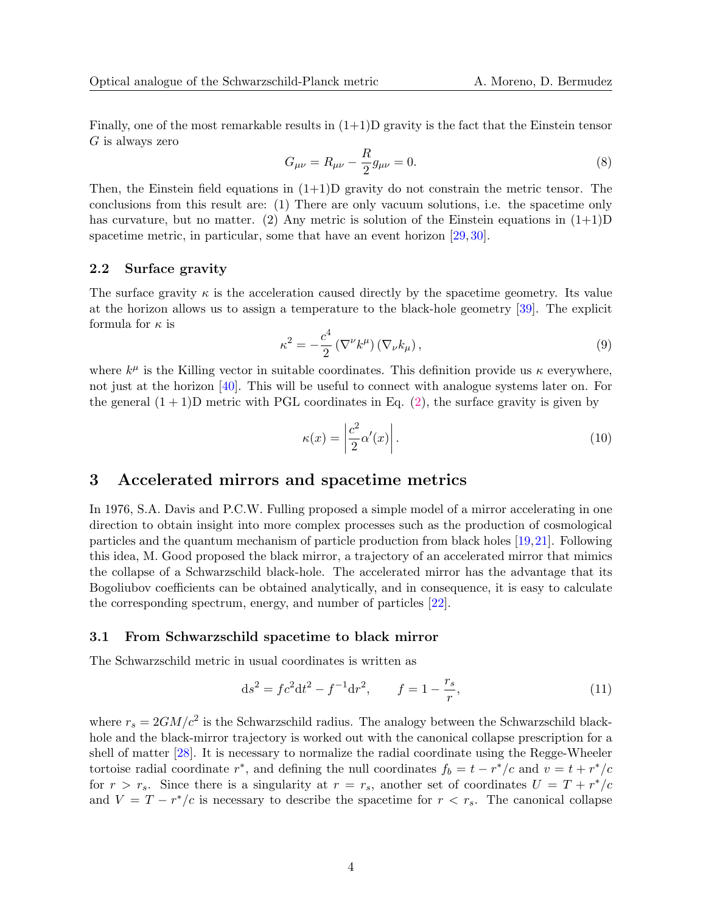Finally, one of the most remarkable results in (1+1)D gravity is the fact that the Einstein tensor $G$ is always zero

$$G_{\mu\nu} = R_{\mu\nu} - \frac{R}{2} g_{\mu\nu} = 0. \tag{8}$$

Then, the Einstein field equations in (1+1)D gravity do not constrain the metric tensor. The conclusions from this result are: (1) There are only vacuum solutions, i.e. the spacetime only has curvature, but no matter. (2) Any metric is solution of the Einstein equations in (1+1)D spacetime metric, in particular, some that have an event horizon [29, 30].

### 2.2 Surface gravity

The surface gravity $\kappa$ is the acceleration caused directly by the spacetime geometry. Its value at the horizon allows us to assign a temperature to the black-hole geometry [39]. The explicit formula for $\kappa$ is

$$\kappa^2 = -\frac{c^4}{2} \left(\nabla^\nu k^\mu\right) \left(\nabla_\nu k_\mu\right), \tag{9}$$

where $k^\mu$ is the Killing vector in suitable coordinates. This definition provide us $\kappa$ everywhere, not just at the horizon [40]. This will be useful to connect with analogue systems later on. For the general $(1+1)$D metric with PGL coordinates in Eq. (2), the surface gravity is given by

$$\kappa(x) = \left| \frac{c^2}{2} \alpha'(x) \right|. \tag{10}$$

## 3 Accelerated mirrors and spacetime metrics

In 1976, S.A. Davis and P.C.W. Fulling proposed a simple model of a mirror accelerating in one direction to obtain insight into more complex processes such as the production of cosmological particles and the quantum mechanism of particle production from black holes [19, 21]. Following this idea, M. Good proposed the black mirror, a trajectory of an accelerated mirror that mimics the collapse of a Schwarzschild black-hole. The accelerated mirror has the advantage that its Bogoliubov coefficients can be obtained analytically, and in consequence, it is easy to calculate the corresponding spectrum, energy, and number of particles [22].

### 3.1 From Schwarzschild spacetime to black mirror

The Schwarzschild metric in usual coordinates is written as

$$\mathrm{d}s^2 = f c^2 \mathrm{d}t^2 - f^{-1} \mathrm{d}r^2, \qquad f = 1 - \frac{r_s}{r}, \tag{11}$$

where $r_s = 2GM/c^2$ is the Schwarzschild radius. The analogy between the Schwarzschild black-hole and the black-mirror trajectory is worked out with the canonical collapse prescription for a shell of matter [28]. It is necessary to normalize the radial coordinate using the Regge-Wheeler tortoise radial coordinate $r^*$, and defining the null coordinates $f_b = t - r^*/c$ and $v = t + r^*/c$ for $r > r_s$. Since there is a singularity at $r = r_s$, another set of coordinates $U = T + r^*/c$ and $V = T - r^*/c$ is necessary to describe the spacetime for $r < r_s$. The canonical collapse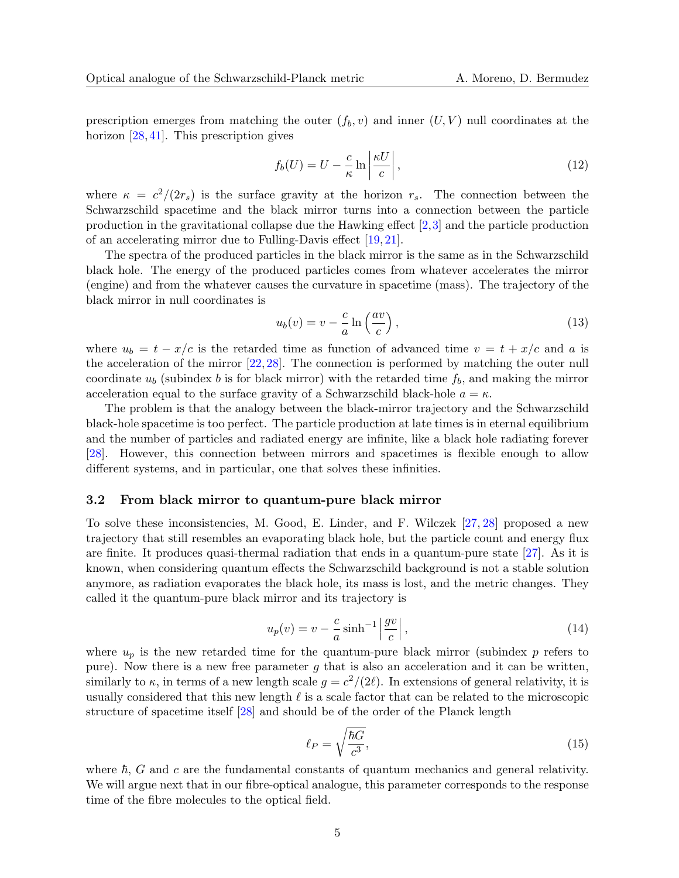prescription emerges from matching the outer $(f_b, v)$ and inner $(U, V)$ null coordinates at the horizon [28, 41]. This prescription gives

$$f_b(U) = U - \frac{c}{\kappa} \ln \left| \frac{\kappa U}{c} \right|, \tag{12}$$

where $\kappa = c^2/(2r_s)$ is the surface gravity at the horizon $r_s$. The connection between the Schwarzschild spacetime and the black mirror turns into a connection between the particle production in the gravitational collapse due the Hawking effect [2, 3] and the particle production of an accelerating mirror due to Fulling-Davis effect [19, 21].

The spectra of the produced particles in the black mirror is the same as in the Schwarzschild black hole. The energy of the produced particles comes from whatever accelerates the mirror (engine) and from the whatever causes the curvature in spacetime (mass). The trajectory of the black mirror in null coordinates is

$$u_b(v) = v - \frac{c}{a} \ln \left( \frac{av}{c} \right), \tag{13}$$

where $u_b = t - x/c$ is the retarded time as function of advanced time $v = t + x/c$ and $a$ is the acceleration of the mirror [22, 28]. The connection is performed by matching the outer null coordinate $u_b$ (subindex $b$ is for black mirror) with the retarded time $f_b$, and making the mirror acceleration equal to the surface gravity of a Schwarzschild black-hole $a = \kappa$.

The problem is that the analogy between the black-mirror trajectory and the Schwarzschild black-hole spacetime is too perfect. The particle production at late times is in eternal equilibrium and the number of particles and radiated energy are infinite, like a black hole radiating forever [28]. However, this connection between mirrors and spacetimes is flexible enough to allow different systems, and in particular, one that solves these infinities.

### 3.2 From black mirror to quantum-pure black mirror

To solve these inconsistencies, M. Good, E. Linder, and F. Wilczek [27, 28] proposed a new trajectory that still resembles an evaporating black hole, but the particle count and energy flux are finite. It produces quasi-thermal radiation that ends in a quantum-pure state [27]. As it is known, when considering quantum effects the Schwarzschild background is not a stable solution anymore, as radiation evaporates the black hole, its mass is lost, and the metric changes. They called it the quantum-pure black mirror and its trajectory is

$$u_p(v) = v - \frac{c}{a} \sinh^{-1} \left| \frac{gv}{c} \right|, \tag{14}$$

where $u_p$ is the new retarded time for the quantum-pure black mirror (subindex $p$ refers to pure). Now there is a new free parameter $g$ that is also an acceleration and it can be written, similarly to $\kappa$, in terms of a new length scale $g = c^2/(2\ell)$. In extensions of general relativity, it is usually considered that this new length $\ell$ is a scale factor that can be related to the microscopic structure of spacetime itself [28] and should be of the order of the Planck length

$$\ell_P = \sqrt{\frac{\hbar G}{c^3}}, \tag{15}$$

where $\hbar$, $G$ and $c$ are the fundamental constants of quantum mechanics and general relativity. We will argue next that in our fibre-optical analogue, this parameter corresponds to the response time of the fibre molecules to the optical field.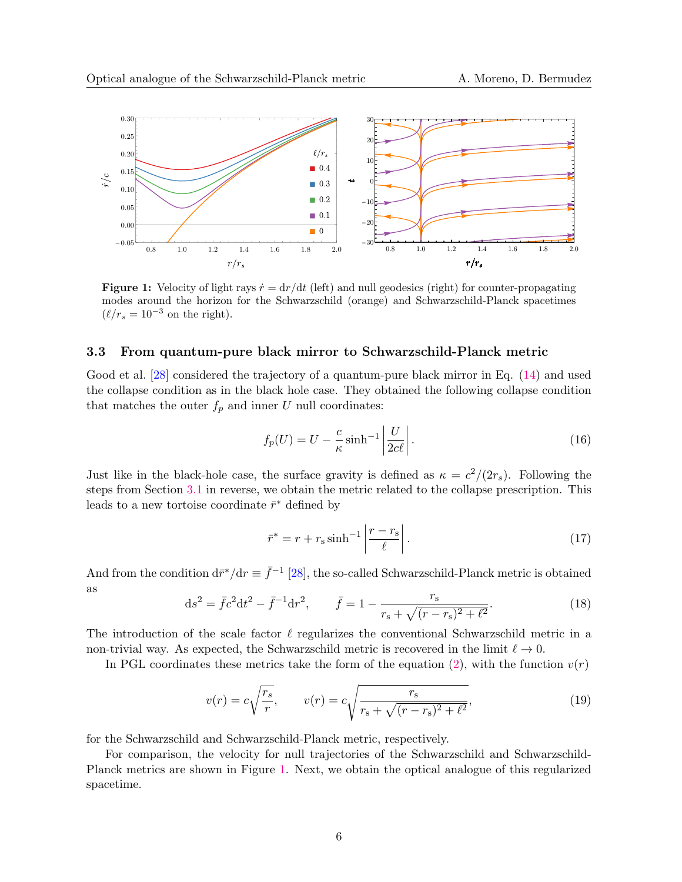**Figure 1:** Velocity of light rays $\dot{r} = \mathrm{d}r/\mathrm{d}t$ (left) and null geodesics (right) for counter-propagating modes around the horizon for the Schwarzschild (orange) and Schwarzschild-Planck spacetimes ($\ell/r_s = 10^{-3}$ on the right).

### 3.3 From quantum-pure black mirror to Schwarzschild-Planck metric

Good et al. [28] considered the trajectory of a quantum-pure black mirror in Eq. (14) and used the collapse condition as in the black hole case. They obtained the following collapse condition that matches the outer $f_p$ and inner $U$ null coordinates:

$$
f_p(U) = U - \frac{c}{\kappa}\sinh^{-1}\left|\frac{U}{2c\ell}\right|. \tag{16}
$$

Just like in the black-hole case, the surface gravity is defined as $\kappa = c^2/(2r_s)$. Following the steps from Section 3.1 in reverse, we obtain the metric related to the collapse prescription. This leads to a new tortoise coordinate $\bar{r}^*$ defined by

$$
\bar{r}^* = r + r_\mathrm{s}\sinh^{-1}\left|\frac{r - r_\mathrm{s}}{\ell}\right|. \tag{17}
$$

And from the condition $\mathrm{d}\bar{r}^*/\mathrm{d}r \equiv \bar{f}^{-1}$ [28], the so-called Schwarzschild-Planck metric is obtained as

$$
\mathrm{d}s^2 = \bar{f}c^2\mathrm{d}t^2 - \bar{f}^{-1}\mathrm{d}r^2, \qquad \bar{f} = 1 - \frac{r_\mathrm{s}}{r_\mathrm{s} + \sqrt{(r - r_\mathrm{s})^2 + \ell^2}}. \tag{18}
$$

The introduction of the scale factor $\ell$ regularizes the conventional Schwarzschild metric in a non-trivial way. As expected, the Schwarzschild metric is recovered in the limit $\ell \to 0$.

In PGL coordinates these metrics take the form of the equation (2), with the function $v(r)$

$$
v(r) = c\sqrt{\frac{r_s}{r}}, \qquad v(r) = c\sqrt{\frac{r_\mathrm{s}}{r_\mathrm{s} + \sqrt{(r - r_\mathrm{s})^2 + \ell^2}}}, \tag{19}
$$

for the Schwarzschild and Schwarzschild-Planck metric, respectively.

For comparison, the velocity for null trajectories of the Schwarzschild and Schwarzschild-Planck metrics are shown in Figure 1. Next, we obtain the optical analogue of this regularized spacetime.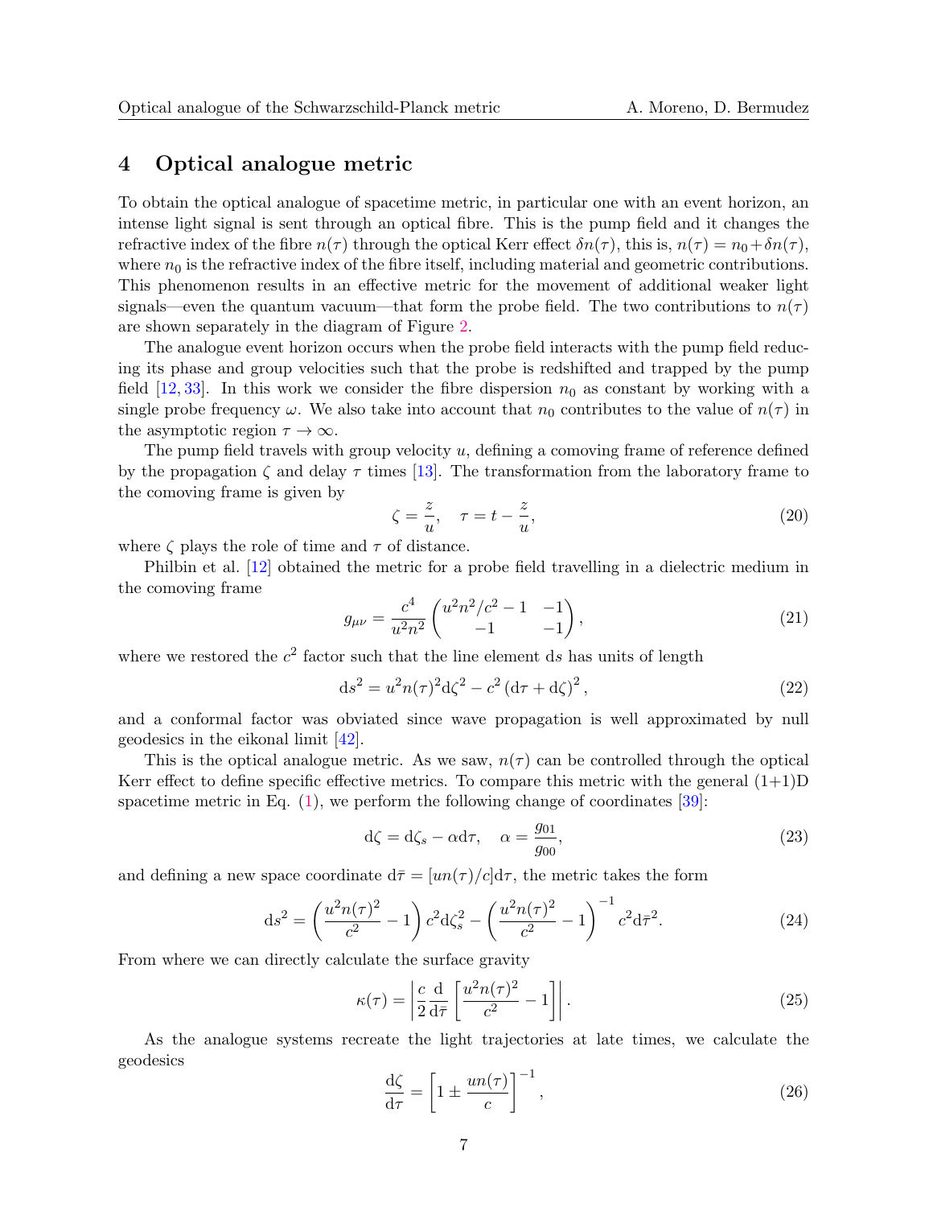## 4 Optical analogue metric

To obtain the optical analogue of spacetime metric, in particular one with an event horizon, an intense light signal is sent through an optical fibre. This is the pump field and it changes the refractive index of the fibre $n(\tau)$ through the optical Kerr effect $\delta n(\tau)$, this is, $n(\tau) = n_0 + \delta n(\tau)$, where $n_0$ is the refractive index of the fibre itself, including material and geometric contributions. This phenomenon results in an effective metric for the movement of additional weaker light signals—even the quantum vacuum—that form the probe field. The two contributions to $n(\tau)$ are shown separately in the diagram of Figure 2.

The analogue event horizon occurs when the probe field interacts with the pump field reducing its phase and group velocities such that the probe is redshifted and trapped by the pump field [12, 33]. In this work we consider the fibre dispersion $n_0$ as constant by working with a single probe frequency $\omega$. We also take into account that $n_0$ contributes to the value of $n(\tau)$ in the asymptotic region $\tau \to \infty$.

The pump field travels with group velocity $u$, defining a comoving frame of reference defined by the propagation $\zeta$ and delay $\tau$ times [13]. The transformation from the laboratory frame to the comoving frame is given by

$$\zeta = \frac{z}{u}, \quad \tau = t - \frac{z}{u}, \tag{20}$$

where $\zeta$ plays the role of time and $\tau$ of distance.

Philbin et al. [12] obtained the metric for a probe field travelling in a dielectric medium in the comoving frame

$$g_{\mu\nu} = \frac{c^4}{u^2 n^2} \begin{pmatrix} u^2 n^2/c^2 - 1 & -1 \\ -1 & -1 \end{pmatrix}, \tag{21}$$

where we restored the $c^2$ factor such that the line element $\mathrm{d}s$ has units of length

$$\mathrm{d}s^2 = u^2 n(\tau)^2 \mathrm{d}\zeta^2 - c^2 \left(\mathrm{d}\tau + \mathrm{d}\zeta\right)^2, \tag{22}$$

and a conformal factor was obviated since wave propagation is well approximated by null geodesics in the eikonal limit [42].

This is the optical analogue metric. As we saw, $n(\tau)$ can be controlled through the optical Kerr effect to define specific effective metrics. To compare this metric with the general (1+1)D spacetime metric in Eq. (1), we perform the following change of coordinates [39]:

$$\mathrm{d}\zeta = \mathrm{d}\zeta_s - \alpha \mathrm{d}\tau, \quad \alpha = \frac{g_{01}}{g_{00}}, \tag{23}$$

and defining a new space coordinate $\mathrm{d}\bar{\tau} = [un(\tau)/c]\mathrm{d}\tau$, the metric takes the form

$$\mathrm{d}s^2 = \left(\frac{u^2 n(\tau)^2}{c^2} - 1\right) c^2 \mathrm{d}\zeta_s^2 - \left(\frac{u^2 n(\tau)^2}{c^2} - 1\right)^{-1} c^2 \mathrm{d}\bar{\tau}^2. \tag{24}$$

From where we can directly calculate the surface gravity

$$\kappa(\tau) = \left| \frac{c}{2} \frac{\mathrm{d}}{\mathrm{d}\bar{\tau}} \left[ \frac{u^2 n(\tau)^2}{c^2} - 1 \right] \right|. \tag{25}$$

As the analogue systems recreate the light trajectories at late times, we calculate the geodesics

$$\frac{\mathrm{d}\zeta}{\mathrm{d}\tau} = \left[ 1 \pm \frac{un(\tau)}{c} \right]^{-1}, \tag{26}$$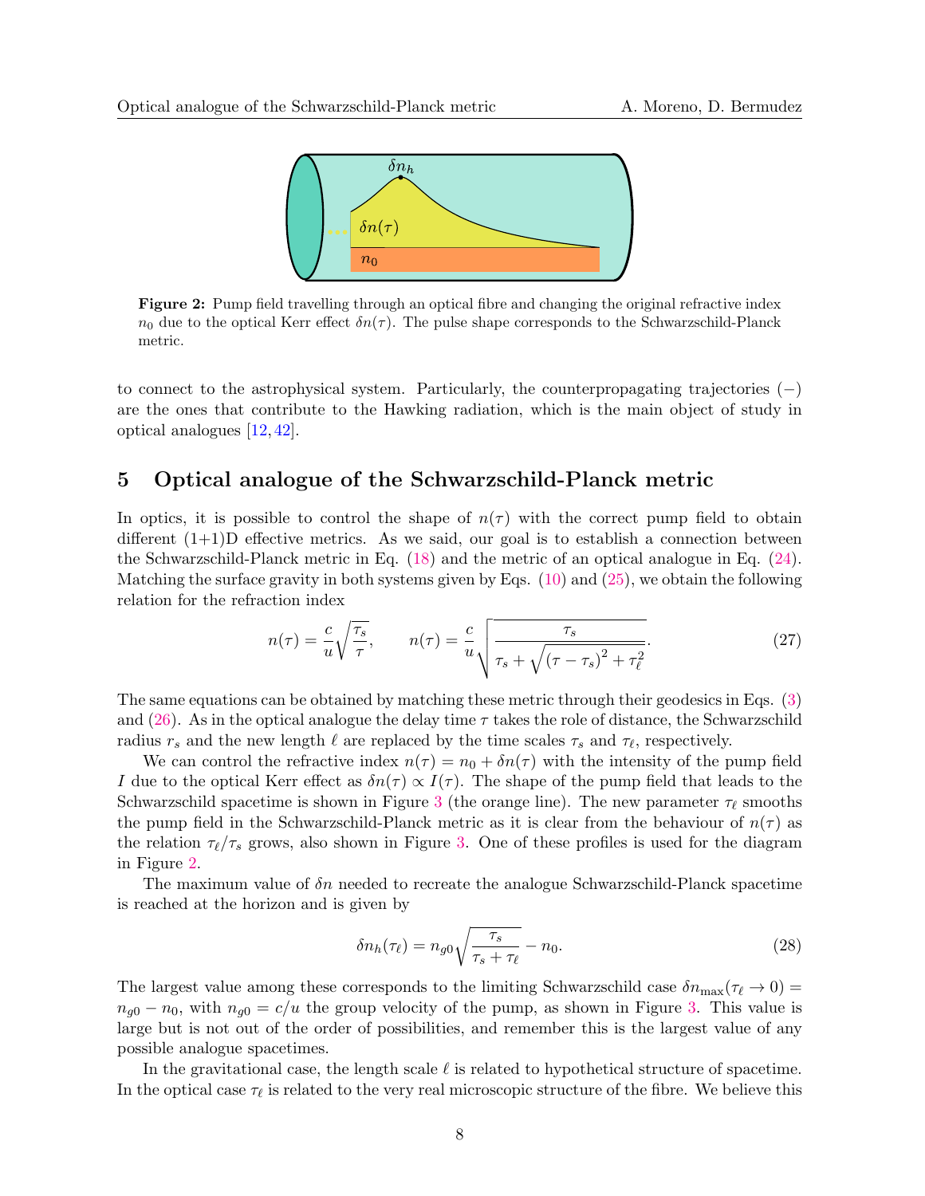Figure 2: Pump field travelling through an optical fibre and changing the original refractive index $n_0$ due to the optical Kerr effect $\delta n(\tau)$. The pulse shape corresponds to the Schwarzschild-Planck metric.

to connect to the astrophysical system. Particularly, the counterpropagating trajectories $(-)$ are the ones that contribute to the Hawking radiation, which is the main object of study in optical analogues [12, 42].

## 5 Optical analogue of the Schwarzschild-Planck metric

In optics, it is possible to control the shape of $n(\tau)$ with the correct pump field to obtain different (1+1)D effective metrics. As we said, our goal is to establish a connection between the Schwarzschild-Planck metric in Eq. (18) and the metric of an optical analogue in Eq. (24). Matching the surface gravity in both systems given by Eqs. (10) and (25), we obtain the following relation for the refraction index

$$n(\tau) = \frac{c}{u}\sqrt{\frac{\tau_s}{\tau}}, \qquad n(\tau) = \frac{c}{u}\sqrt{\frac{\tau_s}{\tau_s + \sqrt{(\tau-\tau_s)^2 + \tau_\ell^2}}}. \tag{27}$$

The same equations can be obtained by matching these metric through their geodesics in Eqs. (3) and (26). As in the optical analogue the delay time $\tau$ takes the role of distance, the Schwarzschild radius $r_s$ and the new length $\ell$ are replaced by the time scales $\tau_s$ and $\tau_\ell$, respectively.

We can control the refractive index $n(\tau) = n_0 + \delta n(\tau)$ with the intensity of the pump field $I$ due to the optical Kerr effect as $\delta n(\tau) \propto I(\tau)$. The shape of the pump field that leads to the Schwarzschild spacetime is shown in Figure 3 (the orange line). The new parameter $\tau_\ell$ smooths the pump field in the Schwarzschild-Planck metric as it is clear from the behaviour of $n(\tau)$ as the relation $\tau_\ell/\tau_s$ grows, also shown in Figure 3. One of these profiles is used for the diagram in Figure 2.

The maximum value of $\delta n$ needed to recreate the analogue Schwarzschild-Planck spacetime is reached at the horizon and is given by

$$\delta n_h(\tau_\ell) = n_{g0}\sqrt{\frac{\tau_s}{\tau_s + \tau_\ell}} - n_0. \tag{28}$$

The largest value among these corresponds to the limiting Schwarzschild case $\delta n_{\max}(\tau_\ell \to 0) = n_{g0} - n_0$, with $n_{g0} = c/u$ the group velocity of the pump, as shown in Figure 3. This value is large but is not out of the order of possibilities, and remember this is the largest value of any possible analogue spacetimes.

In the gravitational case, the length scale $\ell$ is related to hypothetical structure of spacetime. In the optical case $\tau_\ell$ is related to the very real microscopic structure of the fibre. We believe this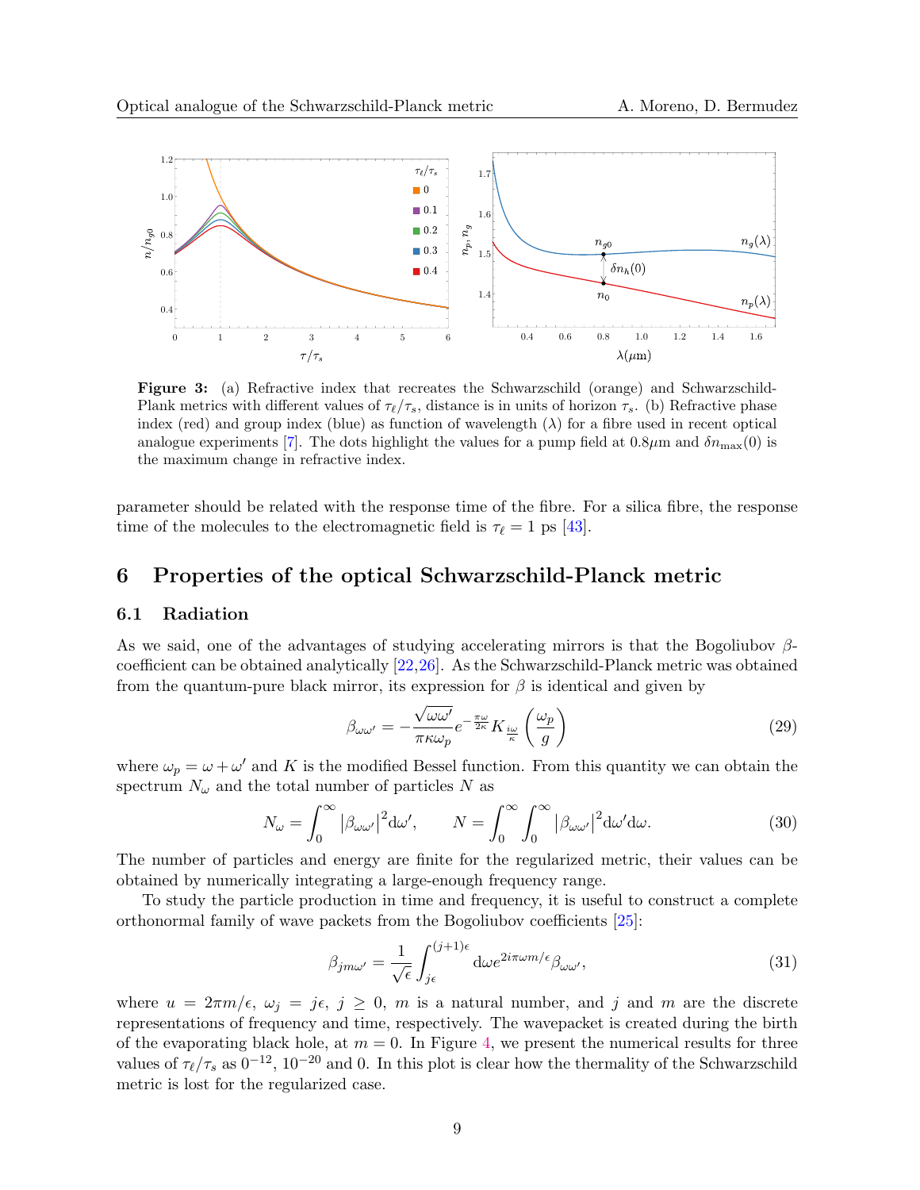**Figure 3:** (a) Refractive index that recreates the Schwarzschild (orange) and Schwarzschild-Plank metrics with different values of $\tau_\ell/\tau_s$, distance is in units of horizon $\tau_s$. (b) Refractive phase index (red) and group index (blue) as function of wavelength ($\lambda$) for a fibre used in recent optical analogue experiments [7]. The dots highlight the values for a pump field at $0.8\mu$m and $\delta n_{\max}(0)$ is the maximum change in refractive index.

parameter should be related with the response time of the fibre. For a silica fibre, the response time of the molecules to the electromagnetic field is $\tau_\ell = 1$ ps [43].

## 6 Properties of the optical Schwarzschild-Planck metric

### 6.1 Radiation

As we said, one of the advantages of studying accelerating mirrors is that the Bogoliubov $\beta$-coefficient can be obtained analytically [22,26]. As the Schwarzschild-Planck metric was obtained from the quantum-pure black mirror, its expression for $\beta$ is identical and given by

$$\beta_{\omega\omega'} = -\frac{\sqrt{\omega\omega'}}{\pi\kappa\omega_p} e^{-\frac{\pi\omega}{2\kappa}} K_{\frac{i\omega}{\kappa}}\left(\frac{\omega_p}{g}\right) \tag{29}$$

where $\omega_p = \omega + \omega'$ and $K$ is the modified Bessel function. From this quantity we can obtain the spectrum $N_\omega$ and the total number of particles $N$ as

$$N_\omega = \int_0^\infty \left|\beta_{\omega\omega'}\right|^2 \mathrm{d}\omega', \qquad N = \int_0^\infty \int_0^\infty \left|\beta_{\omega\omega'}\right|^2 \mathrm{d}\omega' \mathrm{d}\omega. \tag{30}$$

The number of particles and energy are finite for the regularized metric, their values can be obtained by numerically integrating a large-enough frequency range.

To study the particle production in time and frequency, it is useful to construct a complete orthonormal family of wave packets from the Bogoliubov coefficients [25]:

$$\beta_{jm\omega'} = \frac{1}{\sqrt{\epsilon}} \int_{j\epsilon}^{(j+1)\epsilon} \mathrm{d}\omega e^{2i\pi\omega m/\epsilon} \beta_{\omega\omega'}, \tag{31}$$

where $u = 2\pi m/\epsilon$, $\omega_j = j\epsilon$, $j \geq 0$, $m$ is a natural number, and $j$ and $m$ are the discrete representations of frequency and time, respectively. The wavepacket is created during the birth of the evaporating black hole, at $m = 0$. In Figure 4, we present the numerical results for three values of $\tau_\ell/\tau_s$ as $0^{-12}$, $10^{-20}$ and 0. In this plot is clear how the thermality of the Schwarzschild metric is lost for the regularized case.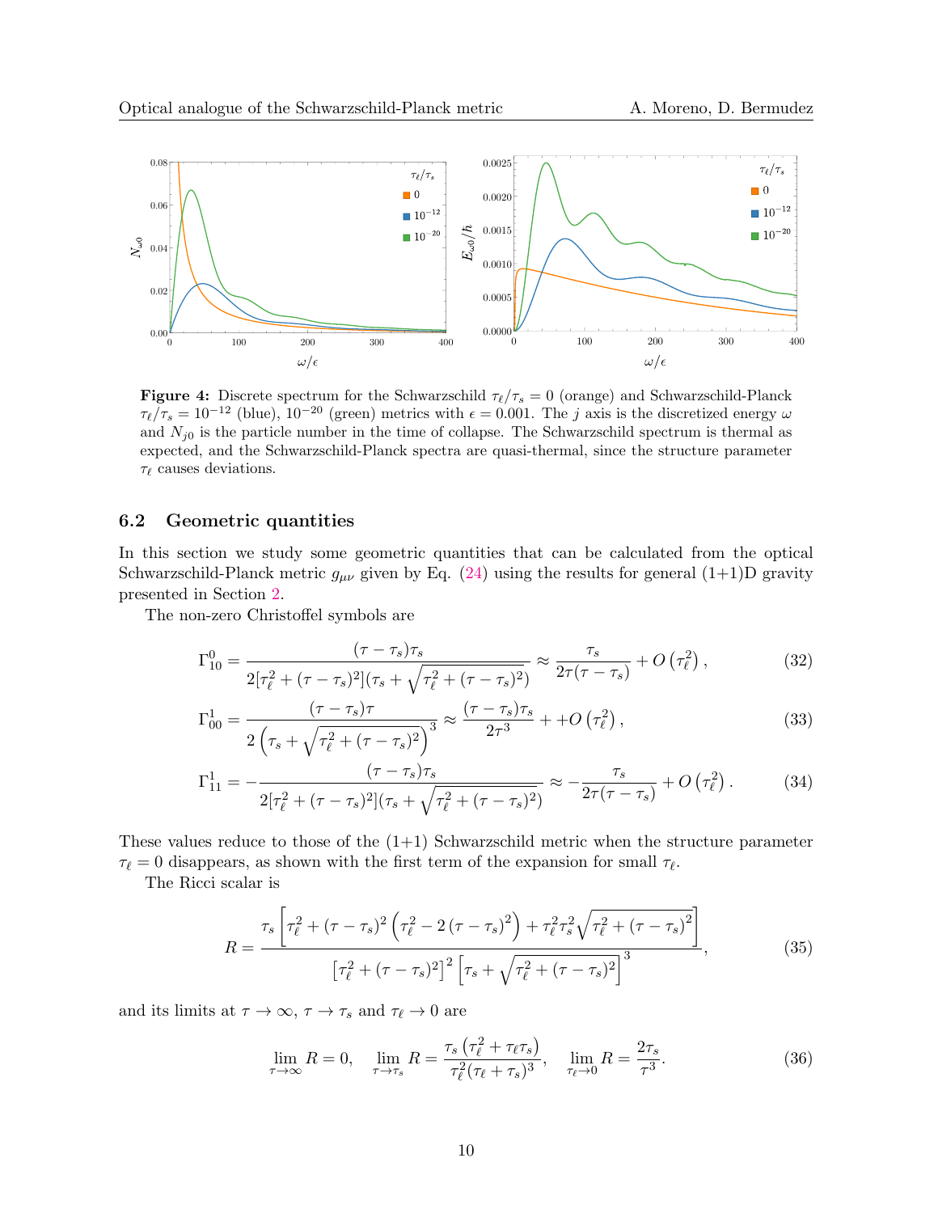Figure 4: Discrete spectrum for the Schwarzschild $\tau_\ell/\tau_s = 0$ (orange) and Schwarzschild-Planck $\tau_\ell/\tau_s = 10^{-12}$ (blue), $10^{-20}$ (green) metrics with $\epsilon = 0.001$. The $j$ axis is the discretized energy $\omega$ and $N_{j0}$ is the particle number in the time of collapse. The Schwarzschild spectrum is thermal as expected, and the Schwarzschild-Planck spectra are quasi-thermal, since the structure parameter $\tau_\ell$ causes deviations.

### 6.2 Geometric quantities

In this section we study some geometric quantities that can be calculated from the optical Schwarzschild-Planck metric $g_{\mu\nu}$ given by Eq. (24) using the results for general (1+1)D gravity presented in Section 2.

The non-zero Christoffel symbols are

$$\Gamma^0_{10} = \frac{(\tau-\tau_s)\tau_s}{2[\tau_\ell^2 + (\tau-\tau_s)^2](\tau_s + \sqrt{\tau_\ell^2 + (\tau-\tau_s)^2})} \approx \frac{\tau_s}{2\tau(\tau-\tau_s)} + O\left(\tau_\ell^2\right), \tag{32}$$

$$\Gamma^1_{00} = \frac{(\tau-\tau_s)\tau}{2\left(\tau_s + \sqrt{\tau_\ell^2 + (\tau-\tau_s)^2}\right)^3} \approx \frac{(\tau-\tau_s)\tau_s}{2\tau^3} + +O\left(\tau_\ell^2\right), \tag{33}$$

$$\Gamma^1_{11} = -\frac{(\tau-\tau_s)\tau_s}{2[\tau_\ell^2 + (\tau-\tau_s)^2](\tau_s + \sqrt{\tau_\ell^2 + (\tau-\tau_s)^2})} \approx -\frac{\tau_s}{2\tau(\tau-\tau_s)} + O\left(\tau_\ell^2\right). \tag{34}$$

These values reduce to those of the (1+1) Schwarzschild metric when the structure parameter $\tau_\ell = 0$ disappears, as shown with the first term of the expansion for small $\tau_\ell$.

The Ricci scalar is

$$R = \frac{\tau_s\left[\tau_\ell^2 + (\tau-\tau_s)^2\left(\tau_\ell^2 - 2(\tau-\tau_s)^2\right) + \tau_\ell^2\tau_s^2\sqrt{\tau_\ell^2 + (\tau-\tau_s)^2}\right]}{\left[\tau_\ell^2 + (\tau-\tau_s)^2\right]^2\left[\tau_s + \sqrt{\tau_\ell^2 + (\tau-\tau_s)^2}\right]^3}, \tag{35}$$

and its limits at $\tau \to \infty$, $\tau \to \tau_s$ and $\tau_\ell \to 0$ are

$$\lim_{\tau\to\infty} R = 0, \quad \lim_{\tau\to\tau_s} R = \frac{\tau_s\left(\tau_\ell^2 + \tau_\ell\tau_s\right)}{\tau_\ell^2(\tau_\ell + \tau_s)^3}, \quad \lim_{\tau_\ell\to 0} R = \frac{2\tau_s}{\tau^3}. \tag{36}$$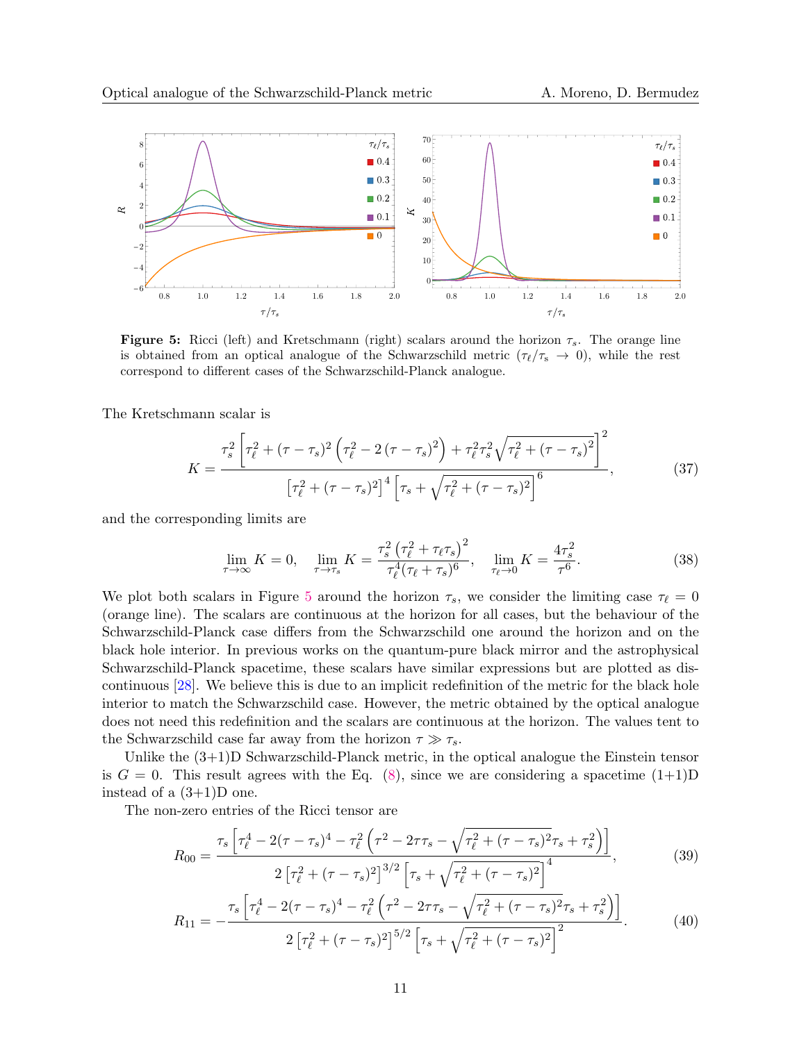**Figure 5:** Ricci (left) and Kretschmann (right) scalars around the horizon $\tau_s$. The orange line is obtained from an optical analogue of the Schwarzschild metric ($\tau_\ell/\tau_s \to 0$), while the rest correspond to different cases of the Schwarzschild-Planck analogue.

The Kretschmann scalar is

$$K = \frac{\tau_s^2 \left[\tau_\ell^2 + (\tau-\tau_s)^2\left(\tau_\ell^2 - 2\,(\tau-\tau_s)^2\right) + \tau_\ell^2\tau_s^2\sqrt{\tau_\ell^2 + (\tau-\tau_s)^2}\right]^2}{\left[\tau_\ell^2 + (\tau-\tau_s)^2\right]^4\left[\tau_s + \sqrt{\tau_\ell^2 + (\tau-\tau_s)^2}\right]^6}, \tag{37}$$

and the corresponding limits are

$$\lim_{\tau\to\infty} K = 0, \quad \lim_{\tau\to\tau_s} K = \frac{\tau_s^2\left(\tau_\ell^2 + \tau_\ell\tau_s\right)^2}{\tau_\ell^4(\tau_\ell+\tau_s)^6}, \quad \lim_{\tau_\ell\to 0} K = \frac{4\tau_s^2}{\tau^6}. \tag{38}$$

We plot both scalars in Figure 5 around the horizon $\tau_s$, we consider the limiting case $\tau_\ell = 0$ (orange line). The scalars are continuous at the horizon for all cases, but the behaviour of the Schwarzschild-Planck case differs from the Schwarzschild one around the horizon and on the black hole interior. In previous works on the quantum-pure black mirror and the astrophysical Schwarzschild-Planck spacetime, these scalars have similar expressions but are plotted as discontinuous [28]. We believe this is due to an implicit redefinition of the metric for the black hole interior to match the Schwarzschild case. However, the metric obtained by the optical analogue does not need this redefinition and the scalars are continuous at the horizon. The values tent to the Schwarzschild case far away from the horizon $\tau \gg \tau_s$.

Unlike the (3+1)D Schwarzschild-Planck metric, in the optical analogue the Einstein tensor is $G = 0$. This result agrees with the Eq. (8), since we are considering a spacetime (1+1)D instead of a (3+1)D one.

The non-zero entries of the Ricci tensor are

$$R_{00} = \frac{\tau_s\left[\tau_\ell^4 - 2(\tau-\tau_s)^4 - \tau_\ell^2\left(\tau^2 - 2\tau\tau_s - \sqrt{\tau_\ell^2 + (\tau-\tau_s)^2}\,\tau_s + \tau_s^2\right)\right]}{2\left[\tau_\ell^2 + (\tau-\tau_s)^2\right]^{3/2}\left[\tau_s + \sqrt{\tau_\ell^2 + (\tau-\tau_s)^2}\right]^4}, \tag{39}$$

$$R_{11} = -\frac{\tau_s\left[\tau_\ell^4 - 2(\tau-\tau_s)^4 - \tau_\ell^2\left(\tau^2 - 2\tau\tau_s - \sqrt{\tau_\ell^2 + (\tau-\tau_s)^2}\,\tau_s + \tau_s^2\right)\right]}{2\left[\tau_\ell^2 + (\tau-\tau_s)^2\right]^{5/2}\left[\tau_s + \sqrt{\tau_\ell^2 + (\tau-\tau_s)^2}\right]^2}. \tag{40}$$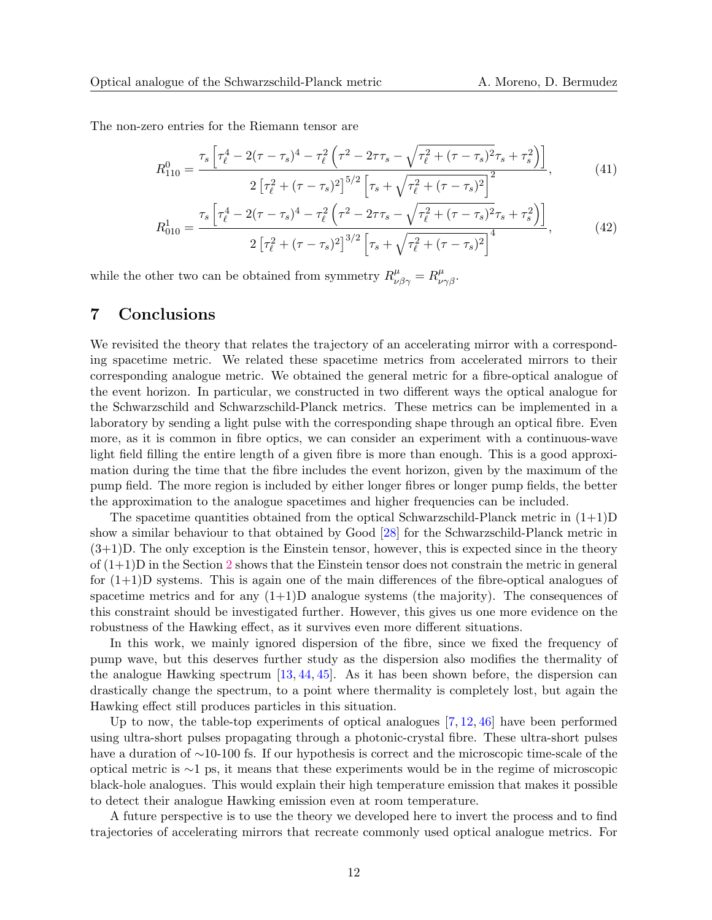The non-zero entries for the Riemann tensor are

$$R^0_{110} = \frac{\tau_s \left[\tau_\ell^4 - 2(\tau-\tau_s)^4 - \tau_\ell^2\left(\tau^2 - 2\tau\tau_s - \sqrt{\tau_\ell^2 + (\tau-\tau_s)^2}\tau_s + \tau_s^2\right)\right]}{2\left[\tau_\ell^2 + (\tau-\tau_s)^2\right]^{5/2}\left[\tau_s + \sqrt{\tau_\ell^2 + (\tau-\tau_s)^2}\right]^2}, \tag{41}$$

$$R^1_{010} = \frac{\tau_s \left[\tau_\ell^4 - 2(\tau-\tau_s)^4 - \tau_\ell^2\left(\tau^2 - 2\tau\tau_s - \sqrt{\tau_\ell^2 + (\tau-\tau_s)^2}\tau_s + \tau_s^2\right)\right]}{2\left[\tau_\ell^2 + (\tau-\tau_s)^2\right]^{3/2}\left[\tau_s + \sqrt{\tau_\ell^2 + (\tau-\tau_s)^2}\right]^4}, \tag{42}$$

while the other two can be obtained from symmetry $R^\mu_{\nu\beta\gamma} = R^\mu_{\nu\gamma\beta}$.

## 7 Conclusions

We revisited the theory that relates the trajectory of an accelerating mirror with a corresponding spacetime metric. We related these spacetime metrics from accelerated mirrors to their corresponding analogue metric. We obtained the general metric for a fibre-optical analogue of the event horizon. In particular, we constructed in two different ways the optical analogue for the Schwarzschild and Schwarzschild-Planck metrics. These metrics can be implemented in a laboratory by sending a light pulse with the corresponding shape through an optical fibre. Even more, as it is common in fibre optics, we can consider an experiment with a continuous-wave light field filling the entire length of a given fibre is more than enough. This is a good approximation during the time that the fibre includes the event horizon, given by the maximum of the pump field. The more region is included by either longer fibres or longer pump fields, the better the approximation to the analogue spacetimes and higher frequencies can be included.

The spacetime quantities obtained from the optical Schwarzschild-Planck metric in (1+1)D show a similar behaviour to that obtained by Good [28] for the Schwarzschild-Planck metric in (3+1)D. The only exception is the Einstein tensor, however, this is expected since in the theory of (1+1)D in the Section 2 shows that the Einstein tensor does not constrain the metric in general for (1+1)D systems. This is again one of the main differences of the fibre-optical analogues of spacetime metrics and for any (1+1)D analogue systems (the majority). The consequences of this constraint should be investigated further. However, this gives us one more evidence on the robustness of the Hawking effect, as it survives even more different situations.

In this work, we mainly ignored dispersion of the fibre, since we fixed the frequency of pump wave, but this deserves further study as the dispersion also modifies the thermality of the analogue Hawking spectrum [13, 44, 45]. As it has been shown before, the dispersion can drastically change the spectrum, to a point where thermality is completely lost, but again the Hawking effect still produces particles in this situation.

Up to now, the table-top experiments of optical analogues [7, 12, 46] have been performed using ultra-short pulses propagating through a photonic-crystal fibre. These ultra-short pulses have a duration of ∼10-100 fs. If our hypothesis is correct and the microscopic time-scale of the optical metric is ∼1 ps, it means that these experiments would be in the regime of microscopic black-hole analogues. This would explain their high temperature emission that makes it possible to detect their analogue Hawking emission even at room temperature.

A future perspective is to use the theory we developed here to invert the process and to find trajectories of accelerating mirrors that recreate commonly used optical analogue metrics. For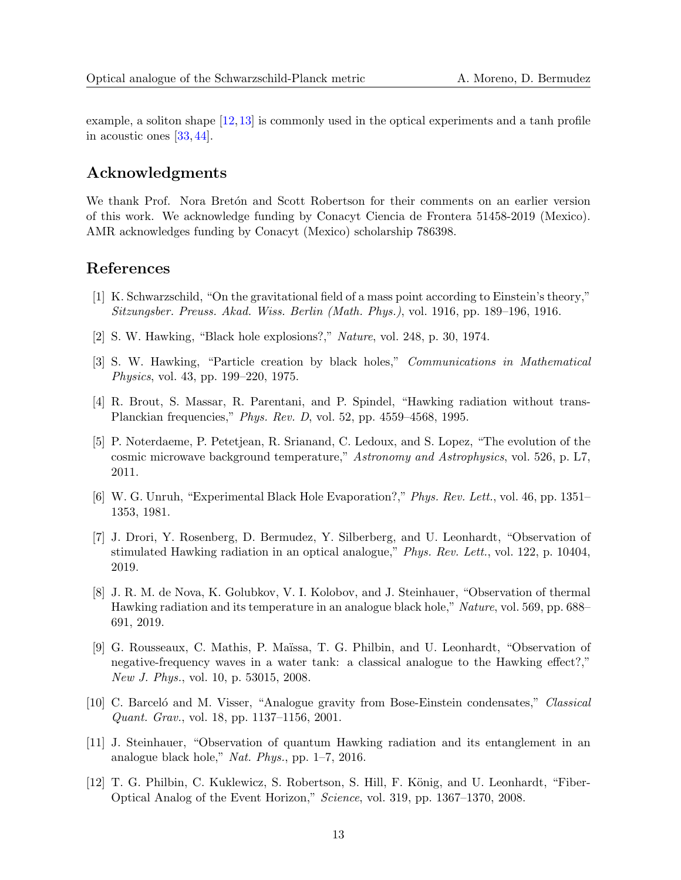example, a soliton shape [12,13] is commonly used in the optical experiments and a tanh profile in acoustic ones [33,44].

## Acknowledgments

We thank Prof. Nora Bretón and Scott Robertson for their comments on an earlier version of this work. We acknowledge funding by Conacyt Ciencia de Frontera 51458-2019 (Mexico). AMR acknowledges funding by Conacyt (Mexico) scholarship 786398.

## References

[1] K. Schwarzschild, "On the gravitational field of a mass point according to Einstein's theory," *Sitzungsber. Preuss. Akad. Wiss. Berlin (Math. Phys.)*, vol. 1916, pp. 189–196, 1916.

[2] S. W. Hawking, "Black hole explosions?," *Nature*, vol. 248, p. 30, 1974.

[3] S. W. Hawking, "Particle creation by black holes," *Communications in Mathematical Physics*, vol. 43, pp. 199–220, 1975.

[4] R. Brout, S. Massar, R. Parentani, and P. Spindel, "Hawking radiation without trans-Planckian frequencies," *Phys. Rev. D*, vol. 52, pp. 4559–4568, 1995.

[5] P. Noterdaeme, P. Petetjean, R. Srianand, C. Ledoux, and S. Lopez, "The evolution of the cosmic microwave background temperature," *Astronomy and Astrophysics*, vol. 526, p. L7, 2011.

[6] W. G. Unruh, "Experimental Black Hole Evaporation?," *Phys. Rev. Lett.*, vol. 46, pp. 1351–1353, 1981.

[7] J. Drori, Y. Rosenberg, D. Bermudez, Y. Silberberg, and U. Leonhardt, "Observation of stimulated Hawking radiation in an optical analogue," *Phys. Rev. Lett.*, vol. 122, p. 10404, 2019.

[8] J. R. M. de Nova, K. Golubkov, V. I. Kolobov, and J. Steinhauer, "Observation of thermal Hawking radiation and its temperature in an analogue black hole," *Nature*, vol. 569, pp. 688–691, 2019.

[9] G. Rousseaux, C. Mathis, P. Maïssa, T. G. Philbin, and U. Leonhardt, "Observation of negative-frequency waves in a water tank: a classical analogue to the Hawking effect?," *New J. Phys.*, vol. 10, p. 53015, 2008.

[10] C. Barceló and M. Visser, "Analogue gravity from Bose-Einstein condensates," *Classical Quant. Grav.*, vol. 18, pp. 1137–1156, 2001.

[11] J. Steinhauer, "Observation of quantum Hawking radiation and its entanglement in an analogue black hole," *Nat. Phys.*, pp. 1–7, 2016.

[12] T. G. Philbin, C. Kuklewicz, S. Robertson, S. Hill, F. König, and U. Leonhardt, "Fiber-Optical Analog of the Event Horizon," *Science*, vol. 319, pp. 1367–1370, 2008.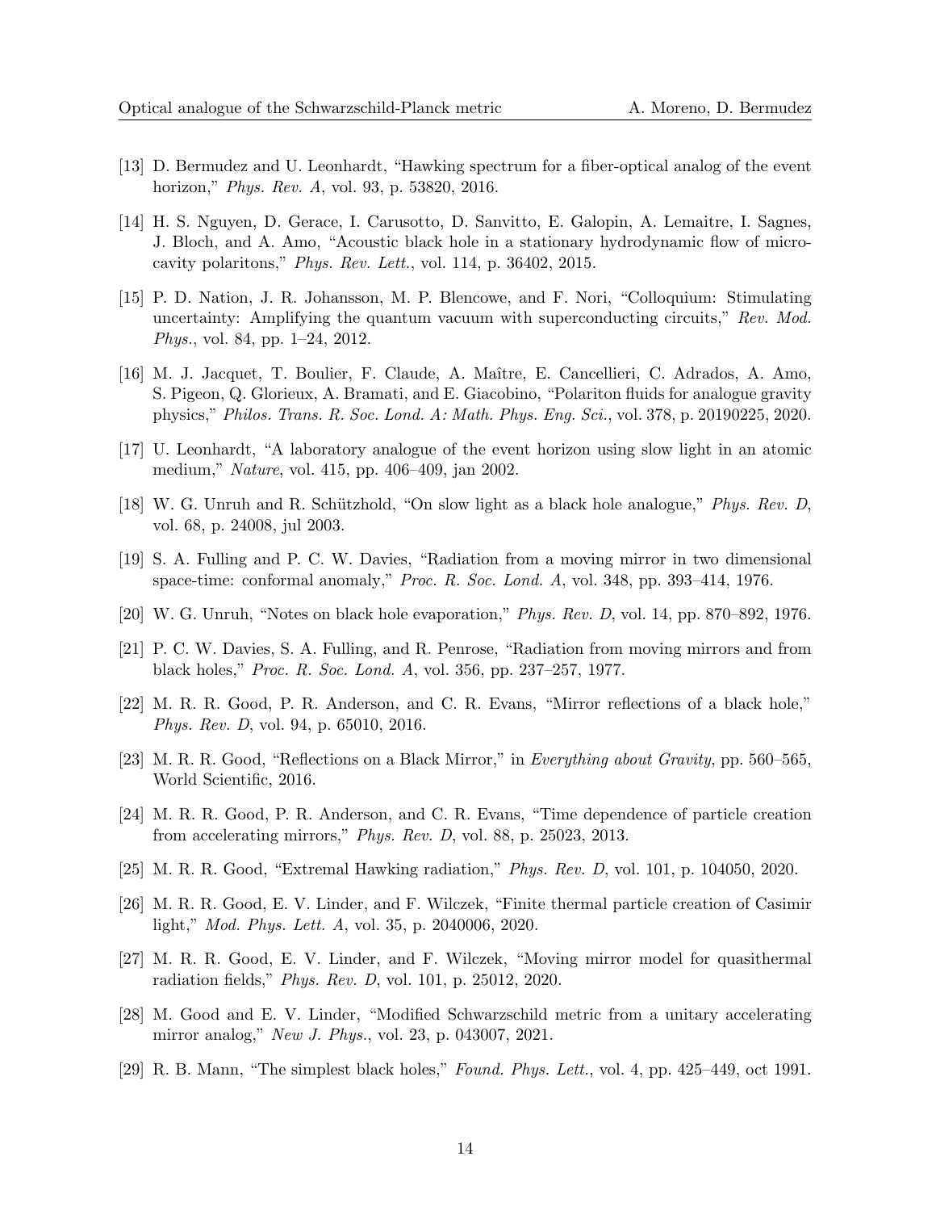[13] D. Bermudez and U. Leonhardt, "Hawking spectrum for a fiber-optical analog of the event horizon," *Phys. Rev. A*, vol. 93, p. 53820, 2016.

[14] H. S. Nguyen, D. Gerace, I. Carusotto, D. Sanvitto, E. Galopin, A. Lemaitre, I. Sagnes, J. Bloch, and A. Amo, "Acoustic black hole in a stationary hydrodynamic flow of microcavity polaritons," *Phys. Rev. Lett.*, vol. 114, p. 36402, 2015.

[15] P. D. Nation, J. R. Johansson, M. P. Blencowe, and F. Nori, "Colloquium: Stimulating uncertainty: Amplifying the quantum vacuum with superconducting circuits," *Rev. Mod. Phys.*, vol. 84, pp. 1–24, 2012.

[16] M. J. Jacquet, T. Boulier, F. Claude, A. Maître, E. Cancellieri, C. Adrados, A. Amo, S. Pigeon, Q. Glorieux, A. Bramati, and E. Giacobino, "Polariton fluids for analogue gravity physics," *Philos. Trans. R. Soc. Lond. A: Math. Phys. Eng. Sci.*, vol. 378, p. 20190225, 2020.

[17] U. Leonhardt, "A laboratory analogue of the event horizon using slow light in an atomic medium," *Nature*, vol. 415, pp. 406–409, jan 2002.

[18] W. G. Unruh and R. Schützhold, "On slow light as a black hole analogue," *Phys. Rev. D*, vol. 68, p. 24008, jul 2003.

[19] S. A. Fulling and P. C. W. Davies, "Radiation from a moving mirror in two dimensional space-time: conformal anomaly," *Proc. R. Soc. Lond. A*, vol. 348, pp. 393–414, 1976.

[20] W. G. Unruh, "Notes on black hole evaporation," *Phys. Rev. D*, vol. 14, pp. 870–892, 1976.

[21] P. C. W. Davies, S. A. Fulling, and R. Penrose, "Radiation from moving mirrors and from black holes," *Proc. R. Soc. Lond. A*, vol. 356, pp. 237–257, 1977.

[22] M. R. R. Good, P. R. Anderson, and C. R. Evans, "Mirror reflections of a black hole," *Phys. Rev. D*, vol. 94, p. 65010, 2016.

[23] M. R. R. Good, "Reflections on a Black Mirror," in *Everything about Gravity*, pp. 560–565, World Scientific, 2016.

[24] M. R. R. Good, P. R. Anderson, and C. R. Evans, "Time dependence of particle creation from accelerating mirrors," *Phys. Rev. D*, vol. 88, p. 25023, 2013.

[25] M. R. R. Good, "Extremal Hawking radiation," *Phys. Rev. D*, vol. 101, p. 104050, 2020.

[26] M. R. R. Good, E. V. Linder, and F. Wilczek, "Finite thermal particle creation of Casimir light," *Mod. Phys. Lett. A*, vol. 35, p. 2040006, 2020.

[27] M. R. R. Good, E. V. Linder, and F. Wilczek, "Moving mirror model for quasithermal radiation fields," *Phys. Rev. D*, vol. 101, p. 25012, 2020.

[28] M. Good and E. V. Linder, "Modified Schwarzschild metric from a unitary accelerating mirror analog," *New J. Phys.*, vol. 23, p. 043007, 2021.

[29] R. B. Mann, "The simplest black holes," *Found. Phys. Lett.*, vol. 4, pp. 425–449, oct 1991.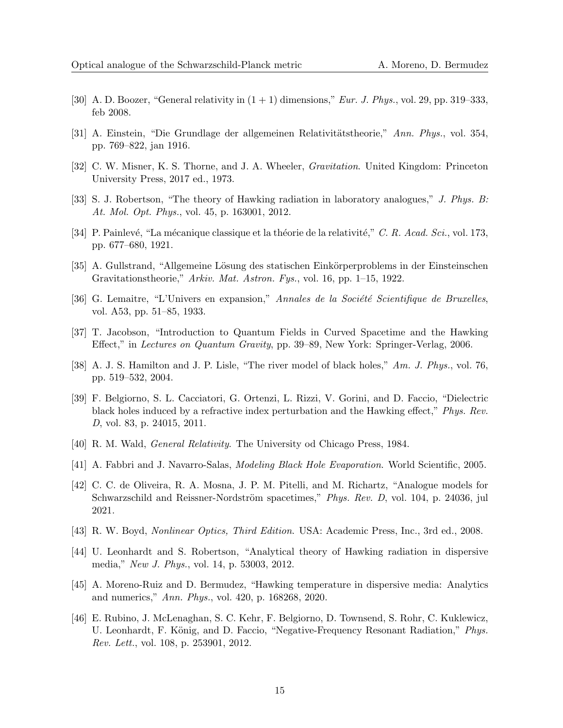[30] A. D. Boozer, "General relativity in $(1 + 1)$ dimensions," *Eur. J. Phys.*, vol. 29, pp. 319–333, feb 2008.

[31] A. Einstein, "Die Grundlage der allgemeinen Relativitätstheorie," *Ann. Phys.*, vol. 354, pp. 769–822, jan 1916.

[32] C. W. Misner, K. S. Thorne, and J. A. Wheeler, *Gravitation*. United Kingdom: Princeton University Press, 2017 ed., 1973.

[33] S. J. Robertson, "The theory of Hawking radiation in laboratory analogues," *J. Phys. B: At. Mol. Opt. Phys.*, vol. 45, p. 163001, 2012.

[34] P. Painlevé, "La mécanique classique et la théorie de la relativité," *C. R. Acad. Sci.*, vol. 173, pp. 677–680, 1921.

[35] A. Gullstrand, "Allgemeine Lösung des statischen Einkörperproblems in der Einsteinschen Gravitationstheorie," *Arkiv. Mat. Astron. Fys.*, vol. 16, pp. 1–15, 1922.

[36] G. Lemaitre, "L'Univers en expansion," *Annales de la Société Scientifique de Bruxelles*, vol. A53, pp. 51–85, 1933.

[37] T. Jacobson, "Introduction to Quantum Fields in Curved Spacetime and the Hawking Effect," in *Lectures on Quantum Gravity*, pp. 39–89, New York: Springer-Verlag, 2006.

[38] A. J. S. Hamilton and J. P. Lisle, "The river model of black holes," *Am. J. Phys.*, vol. 76, pp. 519–532, 2004.

[39] F. Belgiorno, S. L. Cacciatori, G. Ortenzi, L. Rizzi, V. Gorini, and D. Faccio, "Dielectric black holes induced by a refractive index perturbation and the Hawking effect," *Phys. Rev. D*, vol. 83, p. 24015, 2011.

[40] R. M. Wald, *General Relativity*. The University od Chicago Press, 1984.

[41] A. Fabbri and J. Navarro-Salas, *Modeling Black Hole Evaporation*. World Scientific, 2005.

[42] C. C. de Oliveira, R. A. Mosna, J. P. M. Pitelli, and M. Richartz, "Analogue models for Schwarzschild and Reissner-Nordström spacetimes," *Phys. Rev. D*, vol. 104, p. 24036, jul 2021.

[43] R. W. Boyd, *Nonlinear Optics, Third Edition*. USA: Academic Press, Inc., 3rd ed., 2008.

[44] U. Leonhardt and S. Robertson, "Analytical theory of Hawking radiation in dispersive media," *New J. Phys.*, vol. 14, p. 53003, 2012.

[45] A. Moreno-Ruiz and D. Bermudez, "Hawking temperature in dispersive media: Analytics and numerics," *Ann. Phys.*, vol. 420, p. 168268, 2020.

[46] E. Rubino, J. McLenaghan, S. C. Kehr, F. Belgiorno, D. Townsend, S. Rohr, C. Kuklewicz, U. Leonhardt, F. König, and D. Faccio, "Negative-Frequency Resonant Radiation," *Phys. Rev. Lett.*, vol. 108, p. 253901, 2012.